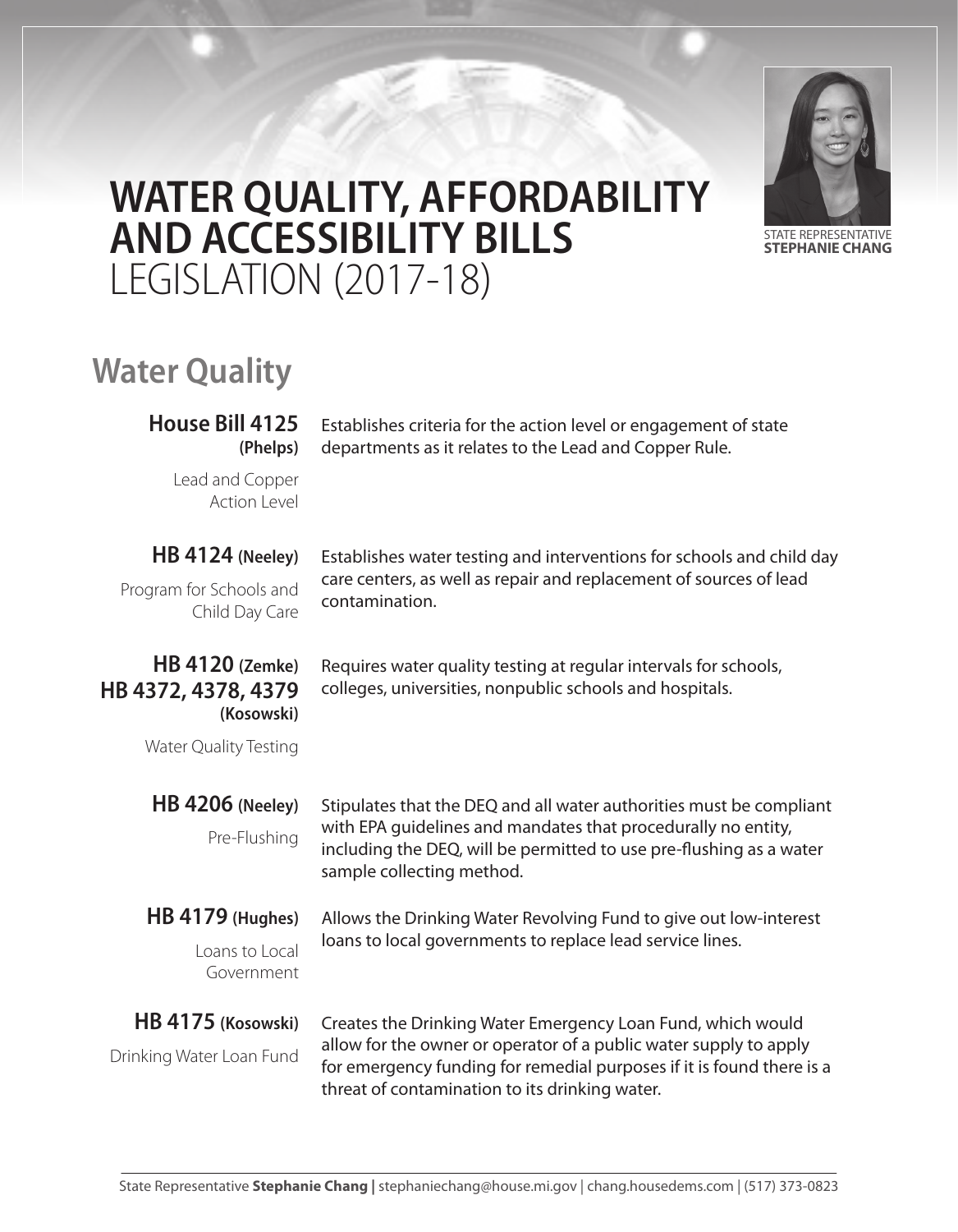# WATER QUALITY, AFFORDABILITY AND ACCESSIBILITY BILLS
LEGISLATION (2017-18)

STATE REPRESENTATIVE
**STEPHANIE CHANG**

## Water Quality

**House Bill 4125 (Phelps)**
Lead and Copper Action Level

Establishes criteria for the action level or engagement of state departments as it relates to the Lead and Copper Rule.

**HB 4124 (Neeley)**
Program for Schools and Child Day Care

Establishes water testing and interventions for schools and child day care centers, as well as repair and replacement of sources of lead contamination.

**HB 4120 (Zemke)**
**HB 4372, 4378, 4379 (Kosowski)**
Water Quality Testing

Requires water quality testing at regular intervals for schools, colleges, universities, nonpublic schools and hospitals.

**HB 4206 (Neeley)**
Pre-Flushing

Stipulates that the DEQ and all water authorities must be compliant with EPA guidelines and mandates that procedurally no entity, including the DEQ, will be permitted to use pre-flushing as a water sample collecting method.

**HB 4179 (Hughes)**
Loans to Local Government

Allows the Drinking Water Revolving Fund to give out low-interest loans to local governments to replace lead service lines.

**HB 4175 (Kosowski)**
Drinking Water Loan Fund

Creates the Drinking Water Emergency Loan Fund, which would allow for the owner or operator of a public water supply to apply for emergency funding for remedial purposes if it is found there is a threat of contamination to its drinking water.

State Representative **Stephanie Chang |** stephaniechang@house.mi.gov | chang.housedems.com | (517) 373-0823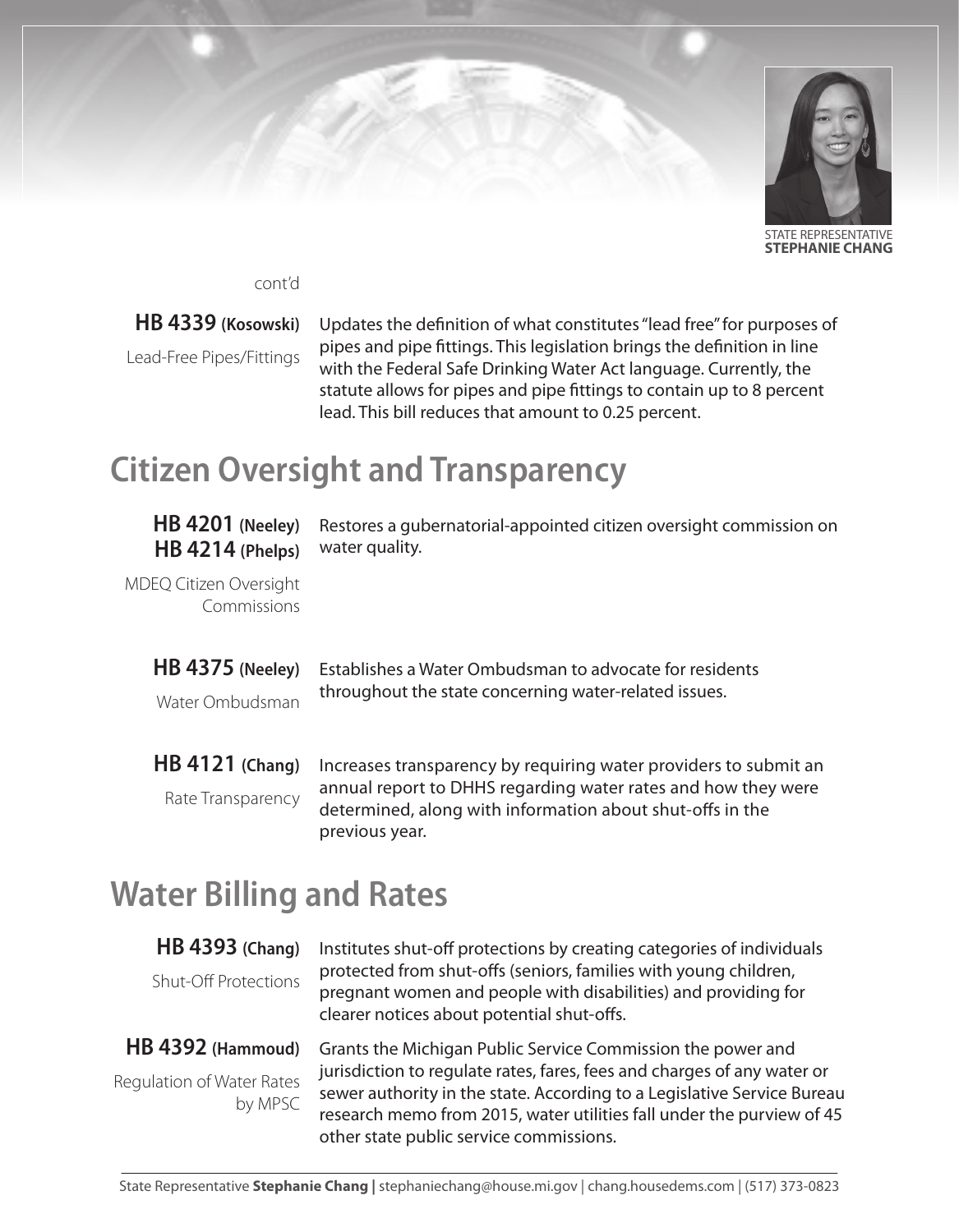cont'd

**HB 4339 (Kosowski)**
Lead-Free Pipes/Fittings

Updates the definition of what constitutes "lead free" for purposes of pipes and pipe fittings. This legislation brings the definition in line with the Federal Safe Drinking Water Act language. Currently, the statute allows for pipes and pipe fittings to contain up to 8 percent lead. This bill reduces that amount to 0.25 percent.

## Citizen Oversight and Transparency

**HB 4201 (Neeley)**
**HB 4214 (Phelps)**
MDEQ Citizen Oversight Commissions

Restores a gubernatorial-appointed citizen oversight commission on water quality.

**HB 4375 (Neeley)**
Water Ombudsman

Establishes a Water Ombudsman to advocate for residents throughout the state concerning water-related issues.

**HB 4121 (Chang)**
Rate Transparency

Increases transparency by requiring water providers to submit an annual report to DHHS regarding water rates and how they were determined, along with information about shut-offs in the previous year.

## Water Billing and Rates

**HB 4393 (Chang)**
Shut-Off Protections

Institutes shut-off protections by creating categories of individuals protected from shut-offs (seniors, families with young children, pregnant women and people with disabilities) and providing for clearer notices about potential shut-offs.

**HB 4392 (Hammoud)**
Regulation of Water Rates by MPSC

Grants the Michigan Public Service Commission the power and jurisdiction to regulate rates, fares, fees and charges of any water or sewer authority in the state. According to a Legislative Service Bureau research memo from 2015, water utilities fall under the purview of 45 other state public service commissions.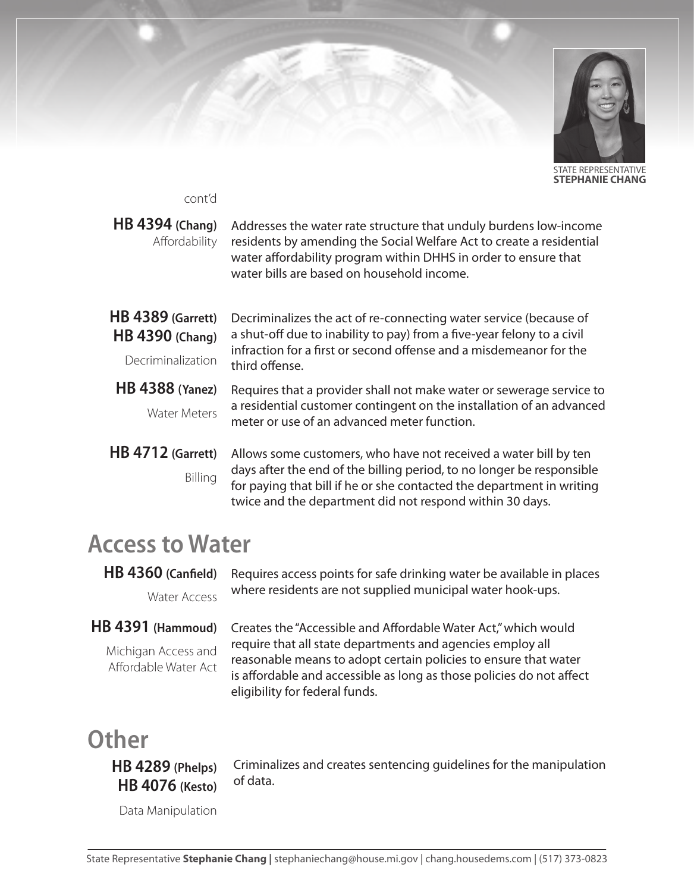STATE REPRESENTATIVE
**STEPHANIE CHANG**

cont'd

**HB 4394 (Chang)**
Affordability

Addresses the water rate structure that unduly burdens low-income residents by amending the Social Welfare Act to create a residential water affordability program within DHHS in order to ensure that water bills are based on household income.

**HB 4389 (Garrett)**
**HB 4390 (Chang)**
Decriminalization

Decriminalizes the act of re-connecting water service (because of a shut-off due to inability to pay) from a five-year felony to a civil infraction for a first or second offense and a misdemeanor for the third offense.

**HB 4388 (Yanez)**
Water Meters

Requires that a provider shall not make water or sewerage service to a residential customer contingent on the installation of an advanced meter or use of an advanced meter function.

**HB 4712 (Garrett)**
Billing

Allows some customers, who have not received a water bill by ten days after the end of the billing period, to no longer be responsible for paying that bill if he or she contacted the department in writing twice and the department did not respond within 30 days.

## Access to Water

**HB 4360 (Canfield)**
Water Access

Requires access points for safe drinking water be available in places where residents are not supplied municipal water hook-ups.

**HB 4391 (Hammoud)**
Michigan Access and Affordable Water Act

Creates the "Accessible and Affordable Water Act," which would require that all state departments and agencies employ all reasonable means to adopt certain policies to ensure that water is affordable and accessible as long as those policies do not affect eligibility for federal funds.

## Other

**HB 4289 (Phelps)**
**HB 4076 (Kesto)**
Data Manipulation

Criminalizes and creates sentencing guidelines for the manipulation of data.

State Representative **Stephanie Chang |** stephaniechang@house.mi.gov | chang.housedems.com | (517) 373-0823